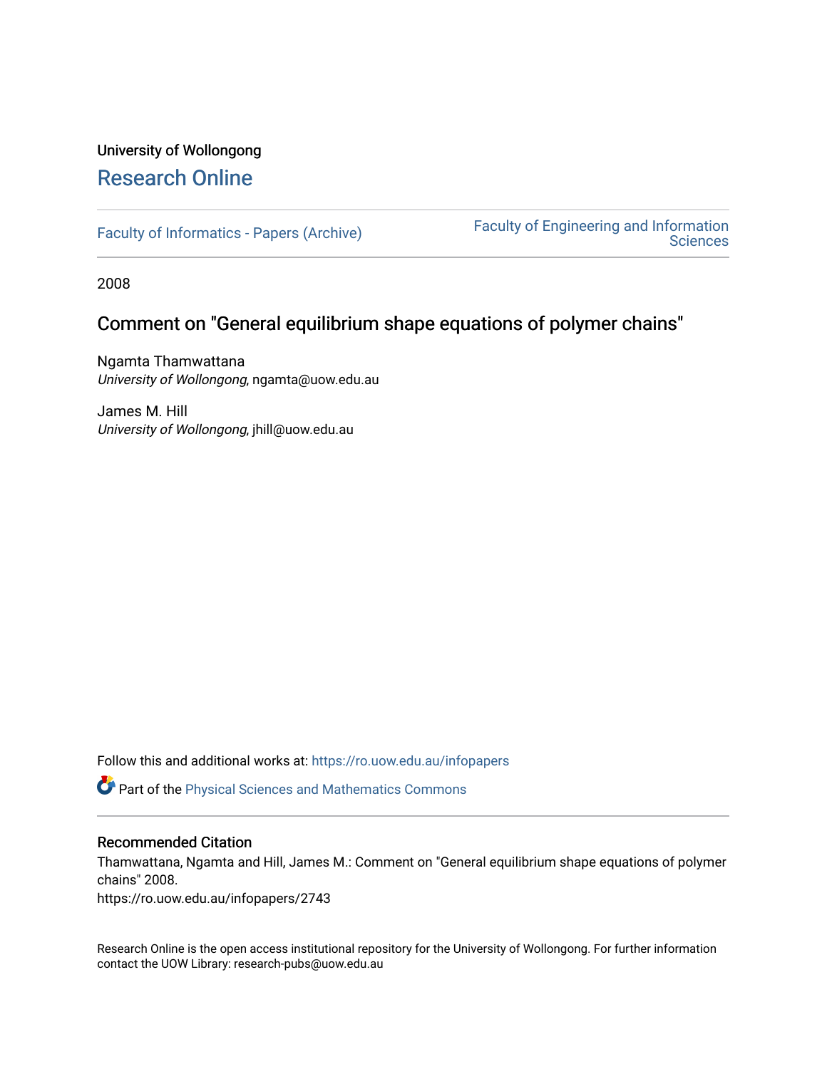University of Wollongong

# Research Online

Faculty of Informatics - Papers (Archive)

Faculty of Engineering and Information Sciences

2008

## Comment on "General equilibrium shape equations of polymer chains"

Ngamta Thamwattana
*University of Wollongong*, ngamta@uow.edu.au

James M. Hill
*University of Wollongong*, jhill@uow.edu.au

Follow this and additional works at: https://ro.uow.edu.au/infopapers

Part of the Physical Sciences and Mathematics Commons

### Recommended Citation

Thamwattana, Ngamta and Hill, James M.: Comment on "General equilibrium shape equations of polymer chains" 2008.
https://ro.uow.edu.au/infopapers/2743

Research Online is the open access institutional repository for the University of Wollongong. For further information contact the UOW Library: research-pubs@uow.edu.au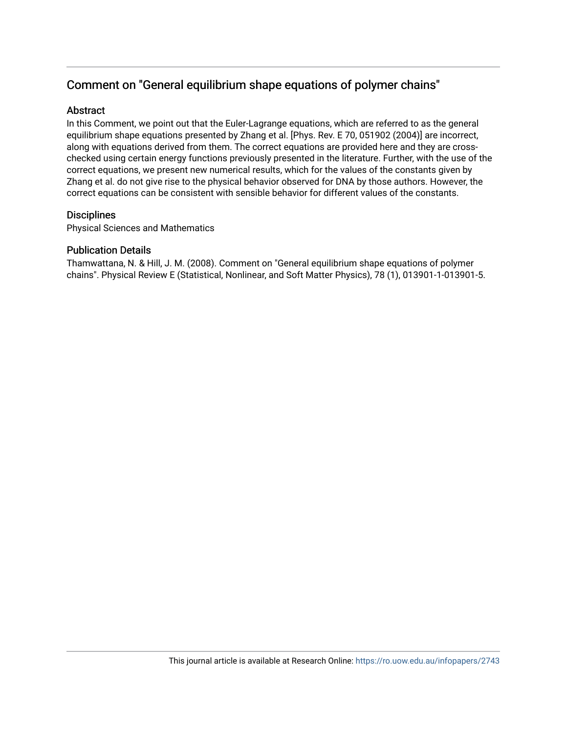# Comment on "General equilibrium shape equations of polymer chains"

## Abstract

In this Comment, we point out that the Euler-Lagrange equations, which are referred to as the general equilibrium shape equations presented by Zhang et al. [Phys. Rev. E 70, 051902 (2004)] are incorrect, along with equations derived from them. The correct equations are provided here and they are cross-checked using certain energy functions previously presented in the literature. Further, with the use of the correct equations, we present new numerical results, which for the values of the constants given by Zhang et al. do not give rise to the physical behavior observed for DNA by those authors. However, the correct equations can be consistent with sensible behavior for different values of the constants.

## Disciplines

Physical Sciences and Mathematics

## Publication Details

Thamwattana, N. & Hill, J. M. (2008). Comment on "General equilibrium shape equations of polymer chains". Physical Review E (Statistical, Nonlinear, and Soft Matter Physics), 78 (1), 013901-1-013901-5.

This journal article is available at Research Online: https://ro.uow.edu.au/infopapers/2743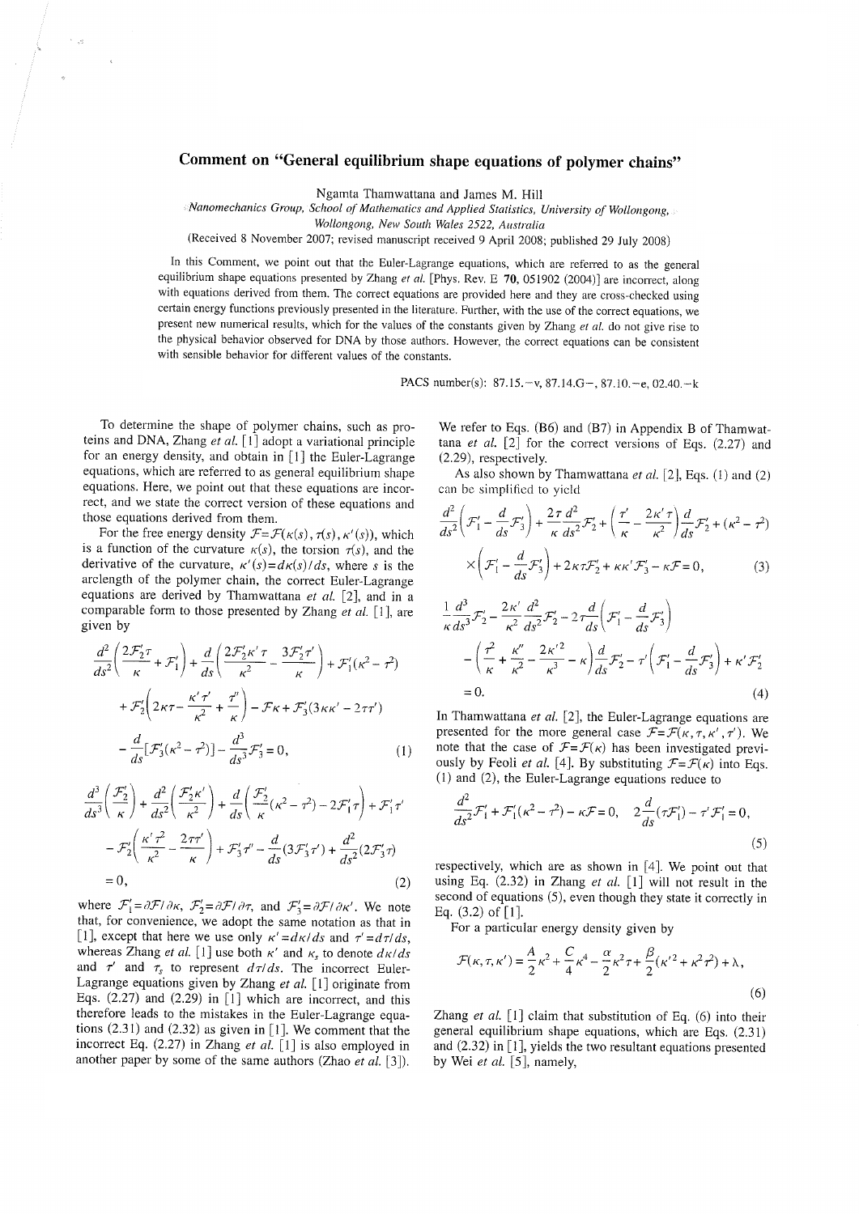# Comment on "General equilibrium shape equations of polymer chains"

Ngamta Thamwattana and James M. Hill

*Nanomechanics Group, School of Mathematics and Applied Statistics, University of Wollongong, Wollongong, New South Wales 2522, Australia*

(Received 8 November 2007; revised manuscript received 9 April 2008; published 29 July 2008)

In this Comment, we point out that the Euler-Lagrange equations, which are referred to as the general equilibrium shape equations presented by Zhang *et al.* [Phys. Rev. E **70**, 051902 (2004)] are incorrect, along with equations derived from them. The correct equations are provided here and they are cross-checked using certain energy functions previously presented in the literature. Further, with the use of the correct equations, we present new numerical results, which for the values of the constants given by Zhang *et al.* do not give rise to the physical behavior observed for DNA by those authors. However, the correct equations can be consistent with sensible behavior for different values of the constants.

PACS number(s): 87.15.−v, 87.14.G−, 87.10.−e, 02.40.−k

To determine the shape of polymer chains, such as proteins and DNA, Zhang *et al.* [1] adopt a variational principle for an energy density, and obtain in [1] the Euler-Lagrange equations, which are referred to as general equilibrium shape equations. Here, we point out that these equations are incorrect, and we state the correct version of these equations and those equations derived from them.

For the free energy density $\mathcal{F}=\mathcal{F}(\kappa(s),\tau(s),\kappa'(s))$, which is a function of the curvature $\kappa(s)$, the torsion $\tau(s)$, and the derivative of the curvature, $\kappa'(s)=d\kappa(s)/ds$, where $s$ is the arclength of the polymer chain, the correct Euler-Lagrange equations are derived by Thamwattana *et al.* [2], and in a comparable form to those presented by Zhang *et al.* [1], are given by

$$\frac{d^2}{ds^2}\left(\frac{2\mathcal{F}_2'\tau}{\kappa}+\mathcal{F}_1'\right)+\frac{d}{ds}\left(\frac{2\mathcal{F}_2'\kappa'\tau}{\kappa^2}-\frac{3\mathcal{F}_2'\tau'}{\kappa}\right)+\mathcal{F}_1'(\kappa^2-\tau^2)+\mathcal{F}_2'\left(2\kappa\tau-\frac{\kappa'\tau'}{\kappa^2}+\frac{\tau''}{\kappa}\right)-\mathcal{F}\kappa+\mathcal{F}_3'(3\kappa\kappa'-2\tau\tau')-\frac{d}{ds}[\mathcal{F}_3'(\kappa^2-\tau^2)]-\frac{d^3}{ds^3}\mathcal{F}_3'=0, \tag{1}$$

$$\frac{d^3}{ds^3}\left(\frac{\mathcal{F}_2'}{\kappa}\right)+\frac{d^2}{ds^2}\left(\frac{\mathcal{F}_2'\kappa'}{\kappa^2}\right)+\frac{d}{ds}\left(\frac{\mathcal{F}_2'}{\kappa}(\kappa^2-\tau^2)-2\mathcal{F}_1'\tau\right)+\mathcal{F}_1'\tau'-\mathcal{F}_2'\left(\frac{\kappa'\tau^2}{\kappa^2}-\frac{2\tau\tau'}{\kappa}\right)+\mathcal{F}_3'\tau''-\frac{d}{ds}(3\mathcal{F}_3'\tau')+\frac{d^2}{ds^2}(2\mathcal{F}_3'\tau)=0, \tag{2}$$

where $\mathcal{F}_1'=\partial\mathcal{F}/\partial\kappa$, $\mathcal{F}_2'=\partial\mathcal{F}/\partial\tau$, and $\mathcal{F}_3'=\partial\mathcal{F}/\partial\kappa'$. We note that, for convenience, we adopt the same notation as that in [1], except that here we use only $\kappa'=d\kappa/ds$ and $\tau'=d\tau/ds$, whereas Zhang *et al.* [1] use both $\kappa'$ and $\kappa_s$ to denote $d\kappa/ds$ and $\tau'$ and $\tau_s$ to represent $d\tau/ds$. The incorrect Euler-Lagrange equations given by Zhang *et al.* [1] originate from Eqs. (2.27) and (2.29) in [1] which are incorrect, and this therefore leads to the mistakes in the Euler-Lagrange equations (2.31) and (2.32) as given in [1]. We comment that the incorrect Eq. (2.27) in Zhang *et al.* [1] is also employed in another paper by some of the same authors (Zhao *et al.* [3]). We refer to Eqs. (B6) and (B7) in Appendix B of Thamwattana *et al.* [2] for the correct versions of Eqs. (2.27) and (2.29), respectively.

As also shown by Thamwattana *et al.* [2], Eqs. (1) and (2) can be simplified to yield

$$\frac{d^2}{ds^2}\left(\mathcal{F}_1'-\frac{d}{ds}\mathcal{F}_3'\right)+\frac{2\tau}{\kappa}\frac{d^2}{ds^2}\mathcal{F}_2'+\left(\frac{\tau'}{\kappa}-\frac{2\kappa'\tau}{\kappa^2}\right)\frac{d}{ds}\mathcal{F}_2'+(\kappa^2-\tau^2)\times\left(\mathcal{F}_1'-\frac{d}{ds}\mathcal{F}_3'\right)+2\kappa\tau\mathcal{F}_2'+\kappa\kappa'\mathcal{F}_3'-\kappa\mathcal{F}=0, \tag{3}$$

$$\frac{1}{\kappa}\frac{d^3}{ds^3}\mathcal{F}_2'-\frac{2\kappa'}{\kappa^2}\frac{d^2}{ds^2}\mathcal{F}_2'-2\tau\frac{d}{ds}\left(\mathcal{F}_1'-\frac{d}{ds}\mathcal{F}_3'\right)-\left(\frac{\tau^2}{\kappa}+\frac{\kappa''}{\kappa^2}-\frac{2\kappa'^2}{\kappa^3}-\kappa\right)\frac{d}{ds}\mathcal{F}_2'-\tau'\left(\mathcal{F}_1'-\frac{d}{ds}\mathcal{F}_3'\right)+\kappa'\mathcal{F}_2'=0. \tag{4}$$

In Thamwattana *et al.* [2], the Euler-Lagrange equations are presented for the more general case $\mathcal{F}=\mathcal{F}(\kappa,\tau,\kappa',\tau')$. We note that the case of $\mathcal{F}=\mathcal{F}(\kappa)$ has been investigated previously by Feoli *et al.* [4]. By substituting $\mathcal{F}=\mathcal{F}(\kappa)$ into Eqs. (1) and (2), the Euler-Lagrange equations reduce to

$$\frac{d^2}{ds^2}\mathcal{F}_1'+\mathcal{F}_1'(\kappa^2-\tau^2)-\kappa\mathcal{F}=0,\quad 2\frac{d}{ds}(\tau\mathcal{F}_1')-\tau'\mathcal{F}_1'=0, \tag{5}$$

respectively, which are as shown in [4]. We point out that using Eq. (2.32) in Zhang *et al.* [1] will not result in the second of equations (5), even though they state it correctly in Eq. (3.2) of [1].

For a particular energy density given by

$$\mathcal{F}(\kappa,\tau,\kappa')=\frac{A}{2}\kappa^2+\frac{C}{4}\kappa^4-\frac{\alpha}{2}\kappa^2\tau+\frac{\beta}{2}(\kappa'^2+\kappa^2\tau^2)+\lambda, \tag{6}$$

Zhang *et al.* [1] claim that substitution of Eq. (6) into their general equilibrium shape equations, which are Eqs. (2.31) and (2.32) in [1], yields the two resultant equations presented by Wei *et al.* [5], namely,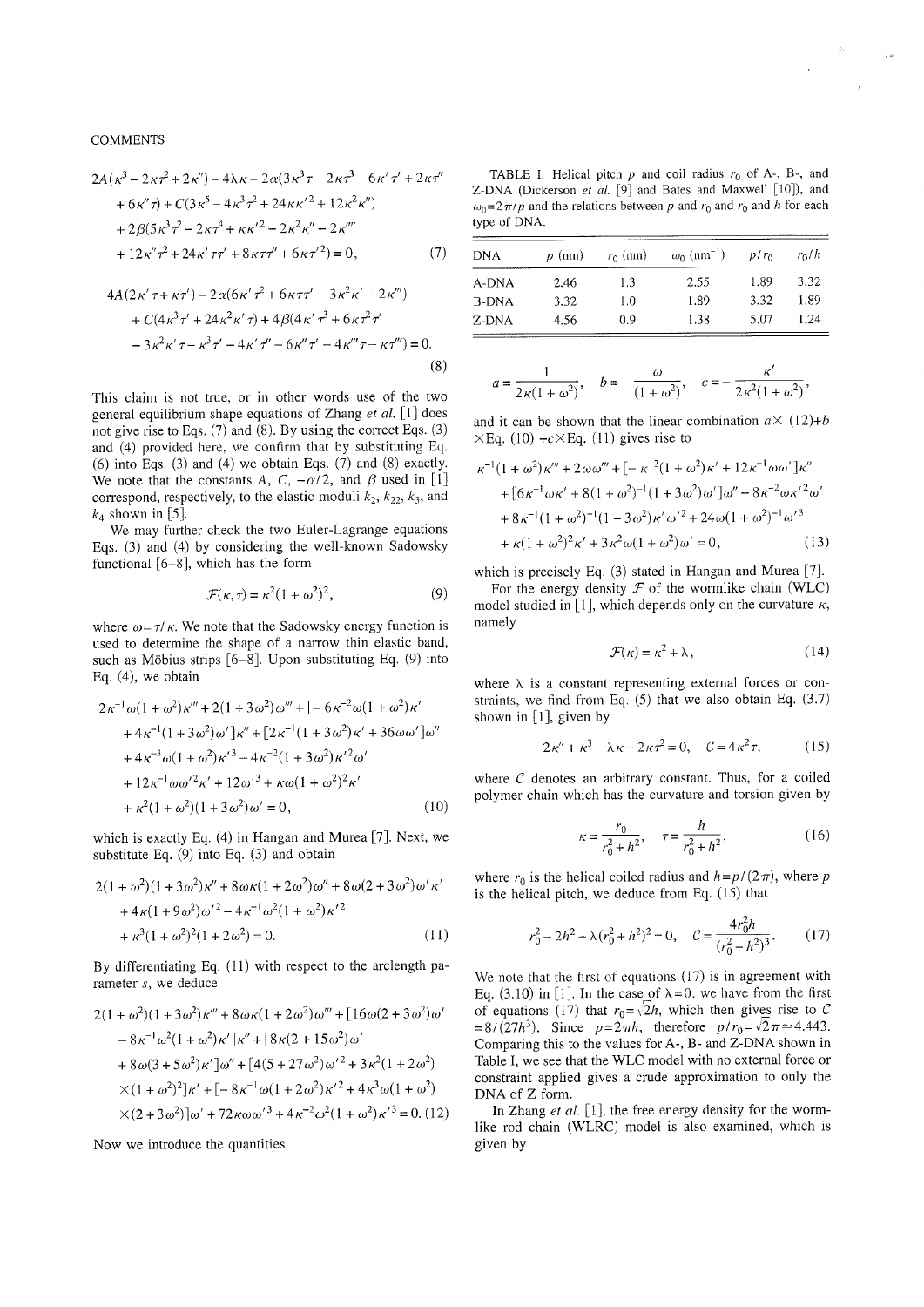$$
\begin{aligned}
&2A(\kappa^3 - 2\kappa\tau^2 + 2\kappa'') - 4\lambda\kappa - 2\alpha(3\kappa^3\tau - 2\kappa\tau^3 + 6\kappa'\tau' + 2\kappa\tau'' \\
&\quad + 6\kappa''\tau) + C(3\kappa^5 - 4\kappa^3\tau^2 + 24\kappa\kappa'^2 + 12\kappa^2\kappa'') \\
&\quad + 2\beta(5\kappa^3\tau^2 - 2\kappa\tau^4 + \kappa\kappa'^2 - 2\kappa^2\kappa'' - 2\kappa'''' \\
&\quad + 12\kappa''\tau^2 + 24\kappa'\tau\tau' + 8\kappa\tau\tau'' + 6\kappa\tau'^2) = 0,
\end{aligned} \tag{7}
$$

$$
\begin{aligned}
&4A(2\kappa'\tau + \kappa\tau') - 2\alpha(6\kappa'\tau^2 + 6\kappa\tau\tau' - 3\kappa^2\kappa' - 2\kappa''') \\
&\quad + C(4\kappa^3\tau' + 24\kappa^2\kappa'\tau) + 4\beta(4\kappa'\tau^3 + 6\kappa\tau^2\tau' \\
&\quad - 3\kappa^2\kappa'\tau - \kappa^3\tau' - 4\kappa'\tau'' - 6\kappa''\tau' - 4\kappa'''\tau - \kappa\tau''') = 0.
\end{aligned} \tag{8}
$$

This claim is not true, or in other words use of the two general equilibrium shape equations of Zhang *et al.* [1] does not give rise to Eqs. (7) and (8). By using the correct Eqs. (3) and (4) provided here, we confirm that by substituting Eq. (6) into Eqs. (3) and (4) we obtain Eqs. (7) and (8) exactly. We note that the constants $A$, $C$, $-\alpha/2$, and $\beta$ used in [1] correspond, respectively, to the elastic moduli $k_2$, $k_{22}$, $k_3$, and $k_4$ shown in [5].

We may further check the two Euler-Lagrange equations Eqs. (3) and (4) by considering the well-known Sadowsky functional [6–8], which has the form

$$
\mathcal{F}(\kappa,\tau) = \kappa^2(1+\omega^2)^2, \tag{9}
$$

where $\omega = \tau/\kappa$. We note that the Sadowsky energy function is used to determine the shape of a narrow thin elastic band, such as Möbius strips [6–8]. Upon substituting Eq. (9) into Eq. (4), we obtain

$$
\begin{aligned}
&2\kappa^{-1}\omega(1+\omega^2)\kappa''' + 2(1+3\omega^2)\omega''' + [-6\kappa^{-2}\omega(1+\omega^2)\kappa' \\
&\quad + 4\kappa^{-1}(1+3\omega^2)\omega']\kappa'' + [2\kappa^{-1}(1+3\omega^2)\kappa' + 36\omega\omega']\omega'' \\
&\quad + 4\kappa^{-3}\omega(1+\omega^2)\kappa'^3 - 4\kappa^{-2}(1+3\omega^2)\kappa'^2\omega' \\
&\quad + 12\kappa^{-1}\omega\omega'^2\kappa' + 12\omega'^3 + \kappa\omega(1+\omega^2)^2\kappa' \\
&\quad + \kappa^2(1+\omega^2)(1+3\omega^2)\omega' = 0,
\end{aligned} \tag{10}
$$

which is exactly Eq. (4) in Hangan and Murea [7]. Next, we substitute Eq. (9) into Eq. (3) and obtain

$$
\begin{aligned}
&2(1+\omega^2)(1+3\omega^2)\kappa'' + 8\omega\kappa(1+2\omega^2)\omega'' + 8\omega(2+3\omega^2)\omega'\kappa' \\
&\quad + 4\kappa(1+9\omega^2)\omega'^2 - 4\kappa^{-1}\omega^2(1+\omega^2)\kappa'^2 \\
&\quad + \kappa^3(1+\omega^2)^2(1+2\omega^2) = 0.
\end{aligned} \tag{11}
$$

By differentiating Eq. (11) with respect to the arclength parameter $s$, we deduce

$$
\begin{aligned}
&2(1+\omega^2)(1+3\omega^2)\kappa''' + 8\omega\kappa(1+2\omega^2)\omega''' + [16\omega(2+3\omega^2)\omega' \\
&\quad - 8\kappa^{-1}\omega^2(1+\omega^2)\kappa']\kappa'' + [8\kappa(2+15\omega^2)\omega' \\
&\quad + 8\omega(3+5\omega^2)\kappa']\omega'' + [4(5+27\omega^2)\omega'^2 + 3\kappa^2(1+2\omega^2) \\
&\quad \times(1+\omega^2)^2]\kappa' + [-8\kappa^{-1}\omega(1+2\omega^2)\kappa'^2 + 4\kappa^3\omega(1+\omega^2) \\
&\quad \times(2+3\omega^2)]\omega' + 72\kappa\omega\omega'^3 + 4\kappa^{-2}\omega^2(1+\omega^2)\kappa'^3 = 0.
\end{aligned} \tag{12}
$$

Now we introduce the quantities

TABLE I. Helical pitch $p$ and coil radius $r_0$ of A-, B-, and Z-DNA (Dickerson *et al.* [9] and Bates and Maxwell [10]), and $\omega_0 = 2\pi/p$ and the relations between $p$ and $r_0$ and $r_0$ and $h$ for each type of DNA.

| DNA | $p$ (nm) | $r_0$ (nm) | $\omega_0$ (nm$^{-1}$) | $p/r_0$ | $r_0/h$ |
|---|---|---|---|---|---|
| A-DNA | 2.46 | 1.3 | 2.55 | 1.89 | 3.32 |
| B-DNA | 3.32 | 1.0 | 1.89 | 3.32 | 1.89 |
| Z-DNA | 4.56 | 0.9 | 1.38 | 5.07 | 1.24 |

$$
a = \frac{1}{2\kappa(1+\omega^2)}, \quad b = -\frac{\omega}{(1+\omega^2)}, \quad c = -\frac{\kappa'}{2\kappa^2(1+\omega^2)},
$$

and it can be shown that the linear combination $a\times$ (12)+$b$ $\times$Eq. (10) +$c\times$Eq. (11) gives rise to

$$
\begin{aligned}
&\kappa^{-1}(1+\omega^2)\kappa''' + 2\omega\omega''' + [-\kappa^{-2}(1+\omega^2)\kappa' + 12\kappa^{-1}\omega\omega']\kappa'' \\
&\quad + [6\kappa^{-1}\omega\kappa' + 8(1+\omega^2)^{-1}(1+3\omega^2)\omega']\omega'' - 8\kappa^{-2}\omega\kappa'^2\omega' \\
&\quad + 8\kappa^{-1}(1+\omega^2)^{-1}(1+3\omega^2)\kappa'\omega'^2 + 24\omega(1+\omega^2)^{-1}\omega'^3 \\
&\quad + \kappa(1+\omega^2)^2\kappa' + 3\kappa^2\omega(1+\omega^2)\omega' = 0,
\end{aligned} \tag{13}
$$

which is precisely Eq. (3) stated in Hangan and Murea [7].

For the energy density $\mathcal{F}$ of the wormlike chain (WLC) model studied in [1], which depends only on the curvature $\kappa$, namely

$$
\mathcal{F}(\kappa) = \kappa^2 + \lambda, \tag{14}
$$

where $\lambda$ is a constant representing external forces or constraints, we find from Eq. (5) that we also obtain Eq. (3.7) shown in [1], given by

$$
2\kappa'' + \kappa^3 - \lambda\kappa - 2\kappa\tau^2 = 0, \quad \mathcal{C} = 4\kappa^2\tau, \tag{15}
$$

where $\mathcal{C}$ denotes an arbitrary constant. Thus, for a coiled polymer chain which has the curvature and torsion given by

$$
\kappa = \frac{r_0}{r_0^2 + h^2}, \quad \tau = \frac{h}{r_0^2 + h^2}, \tag{16}
$$

where $r_0$ is the helical coiled radius and $h = p/(2\pi)$, where $p$ is the helical pitch, we deduce from Eq. (15) that

$$
r_0^2 - 2h^2 - \lambda(r_0^2 + h^2)^2 = 0, \quad \mathcal{C} = \frac{4r_0^2 h}{(r_0^2 + h^2)^3}. \tag{17}
$$

We note that the first of equations (17) is in agreement with Eq. (3.10) in [1]. In the case of $\lambda = 0$, we have from the first of equations (17) that $r_0 = \sqrt{2}h$, which then gives rise to $\mathcal{C} = 8/(27h^3)$. Since $p = 2\pi h$, therefore $p/r_0 = \sqrt{2}\pi \simeq 4.443$. Comparing this to the values for A-, B- and Z-DNA shown in Table I, we see that the WLC model with no external force or constraint applied gives a crude approximation to only the DNA of Z form.

In Zhang *et al.* [1], the free energy density for the wormlike rod chain (WLRC) model is also examined, which is given by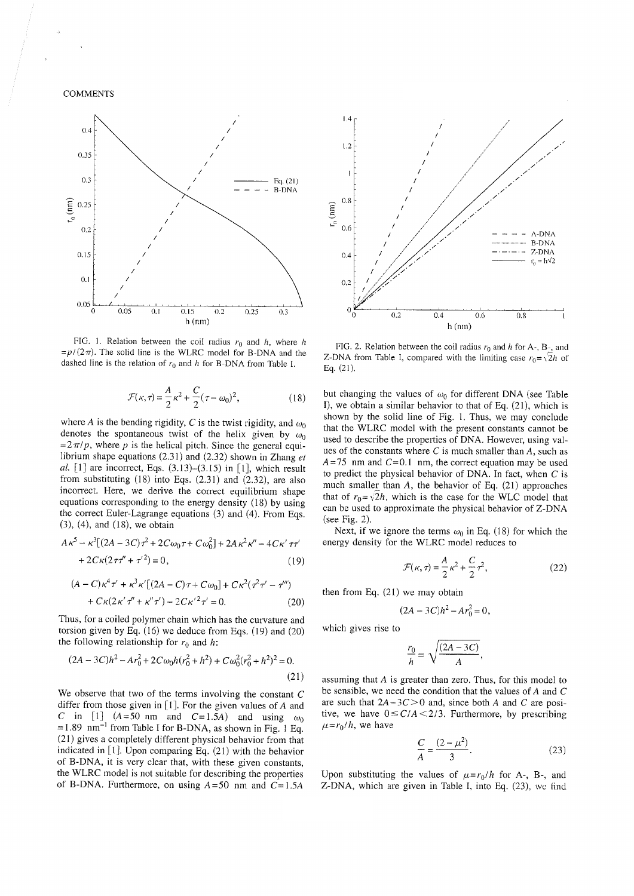FIG. 1. Relation between the coil radius $r_0$ and $h$, where $h = p/(2\pi)$. The solid line is the WLRC model for B-DNA and the dashed line is the relation of $r_0$ and $h$ for B-DNA from Table I.

FIG. 2. Relation between the coil radius $r_0$ and $h$ for A-, B-, and Z-DNA from Table I, compared with the limiting case $r_0 = \sqrt{2}h$ of Eq. (21).

$$\mathcal{F}(\kappa, \tau) = \frac{A}{2}\kappa^2 + \frac{C}{2}(\tau - \omega_0)^2, \tag{18}$$

where $A$ is the bending rigidity, $C$ is the twist rigidity, and $\omega_0$ denotes the spontaneous twist of the helix given by $\omega_0 = 2\pi/p$, where $p$ is the helical pitch. Since the general equilibrium shape equations (2.31) and (2.32) shown in Zhang *et al.* [1] are incorrect, Eqs. (3.13)–(3.15) in [1], which result from substituting (18) into Eqs. (2.31) and (2.32), are also incorrect. Here, we derive the correct equilibrium shape equations corresponding to the energy density (18) by using the correct Euler-Lagrange equations (3) and (4). From Eqs. (3), (4), and (18), we obtain

$$A\kappa^5 - \kappa^3[(2A - 3C)\tau^2 + 2C\omega_0\tau + C\omega_0^2] + 2A\kappa^2\kappa'' - 4C\kappa'\tau\tau' + 2C\kappa(2\tau\tau'' + \tau'^2) = 0, \tag{19}$$

$$(A - C)\kappa^4\tau' + \kappa^3\kappa'[(2A - C)\tau + C\omega_0] + C\kappa^2(\tau^2\tau' - \tau''') + C\kappa(2\kappa'\tau'' + \kappa''\tau') - 2C\kappa'^2\tau' = 0. \tag{20}$$

Thus, for a coiled polymer chain which has the curvature and torsion given by Eq. (16) we deduce from Eqs. (19) and (20) the following relationship for $r_0$ and $h$:

$$(2A - 3C)h^2 - Ar_0^2 + 2C\omega_0 h(r_0^2 + h^2) + C\omega_0^2(r_0^2 + h^2)^2 = 0. \tag{21}$$

We observe that two of the terms involving the constant $C$ differ from those given in [1]. For the given values of $A$ and $C$ in [1] ($A = 50$ nm and $C = 1.5A$) and using $\omega_0 = 1.89$ nm$^{-1}$ from Table I for B-DNA, as shown in Fig. 1 Eq. (21) gives a completely different physical behavior from that indicated in [1]. Upon comparing Eq. (21) with the behavior of B-DNA, it is very clear that, with these given constants, the WLRC model is not suitable for describing the properties of B-DNA. Furthermore, on using $A = 50$ nm and $C = 1.5A$ but changing the values of $\omega_0$ for different DNA (see Table I), we obtain a similar behavior to that of Eq. (21), which is shown by the solid line of Fig. 1. Thus, we may conclude that the WLRC model with the present constants cannot be used to describe the properties of DNA. However, using values of the constants where $C$ is much smaller than $A$, such as $A = 75$ nm and $C = 0.1$ nm, the correct equation may be used to predict the physical behavior of DNA. In fact, when $C$ is much smaller than $A$, the behavior of Eq. (21) approaches that of $r_0 = \sqrt{2}h$, which is the case for the WLC model that can be used to approximate the physical behavior of Z-DNA (see Fig. 2).

Next, if we ignore the terms $\omega_0$ in Eq. (18) for which the energy density for the WLRC model reduces to

$$\mathcal{F}(\kappa, \tau) = \frac{A}{2}\kappa^2 + \frac{C}{2}\tau^2, \tag{22}$$

then from Eq. (21) we may obtain

$$(2A - 3C)h^2 - Ar_0^2 = 0,$$

which gives rise to

$$\frac{r_0}{h} = \sqrt{\frac{(2A - 3C)}{A}},$$

assuming that $A$ is greater than zero. Thus, for this model to be sensible, we need the condition that the values of $A$ and $C$ are such that $2A - 3C > 0$ and, since both $A$ and $C$ are positive, we have $0 \leq C/A < 2/3$. Furthermore, by prescribing $\mu = r_0/h$, we have

$$\frac{C}{A} = \frac{(2 - \mu^2)}{3}. \tag{23}$$

Upon substituting the values of $\mu = r_0/h$ for A-, B-, and Z-DNA, which are given in Table I, into Eq. (23), we find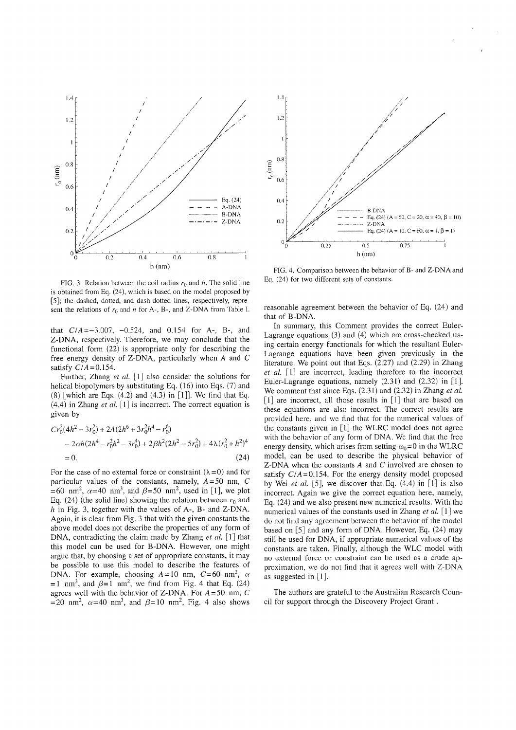FIG. 3. Relation between the coil radius $r_0$ and $h$. The solid line is obtained from Eq. (24), which is based on the model proposed by [5]; the dashed, dotted, and dash-dotted lines, respectively, represent the relations of $r_0$ and $h$ for A-, B-, and Z-DNA from Table I.

FIG. 4. Comparison between the behavior of B- and Z-DNA and Eq. (24) for two different sets of constants.

that $C/A = -3.007$, $-0.524$, and $0.154$ for A-, B-, and Z-DNA, respectively. Therefore, we may conclude that the functional form (22) is appropriate only for describing the free energy density of Z-DNA, particularly when $A$ and $C$ satisfy $C/A = 0.154$.

Further, Zhang *et al.* [1] also consider the solutions for helical biopolymers by substituting Eq. (16) into Eqs. (7) and (8) [which are Eqs. (4.2) and (4.3) in [1]]. We find that Eq. (4.4) in Zhang *et al.* [1] is incorrect. The correct equation is given by

$$C r_0^2(4h^2 - 3r_0^2) + 2A(2h^6 + 3r_0^2 h^4 - r_0^6) - 2\alpha h(2h^4 - r_0^2 h^2 - 3r_0^4) + 2\beta h^2(2h^2 - 5r_0^2) + 4\lambda(r_0^2 + h^2)^4 = 0. \tag{24}$$

For the case of no external force or constraint ($\lambda = 0$) and for particular values of the constants, namely, $A = 50$ nm, $C = 60$ nm$^2$, $\alpha = 40$ nm$^3$, and $\beta = 50$ nm$^2$, used in [1], we plot Eq. (24) (the solid line) showing the relation between $r_0$ and $h$ in Fig. 3, together with the values of A-, B- and Z-DNA. Again, it is clear from Fig. 3 that with the given constants the above model does not describe the properties of any form of DNA, contradicting the claim made by Zhang *et al.* [1] that this model can be used for B-DNA. However, one might argue that, by choosing a set of appropriate constants, it may be possible to use this model to describe the features of DNA. For example, choosing $A = 10$ nm, $C = 60$ nm$^2$, $\alpha = 1$ nm$^3$, and $\beta = 1$ nm$^2$, we find from Fig. 4 that Eq. (24) agrees well with the behavior of Z-DNA. For $A = 50$ nm, $C = 20$ nm$^2$, $\alpha = 40$ nm$^3$, and $\beta = 10$ nm$^2$, Fig. 4 also shows reasonable agreement between the behavior of Eq. (24) and that of B-DNA.

In summary, this Comment provides the correct Euler-Lagrange equations (3) and (4) which are cross-checked using certain energy functionals for which the resultant Euler-Lagrange equations have been given previously in the literature. We point out that Eqs. (2.27) and (2.29) in Zhang *et al.* [1] are incorrect, leading therefore to the incorrect Euler-Lagrange equations, namely (2.31) and (2.32) in [1]. We comment that since Eqs. (2.31) and (2.32) in Zhang *et al.* [1] are incorrect, all those results in [1] that are based on these equations are also incorrect. The correct results are provided here, and we find that for the numerical values of the constants given in [1] the WLRC model does not agree with the behavior of any form of DNA. We find that the free energy density, which arises from setting $\omega_0 = 0$ in the WLRC model, can be used to describe the physical behavior of Z-DNA when the constants $A$ and $C$ involved are chosen to satisfy $C/A = 0.154$. For the energy density model proposed by Wei *et al.* [5], we discover that Eq. (4.4) in [1] is also incorrect. Again we give the correct equation here, namely, Eq. (24) and we also present new numerical results. With the numerical values of the constants used in Zhang *et al.* [1] we do not find any agreement between the behavior of the model based on [5] and any form of DNA. However, Eq. (24) may still be used for DNA, if appropriate numerical values of the constants are taken. Finally, although the WLC model with no external force or constraint can be used as a crude approximation, we do not find that it agrees well with Z-DNA as suggested in [1].

The authors are grateful to the Australian Research Council for support through the Discovery Project Grant .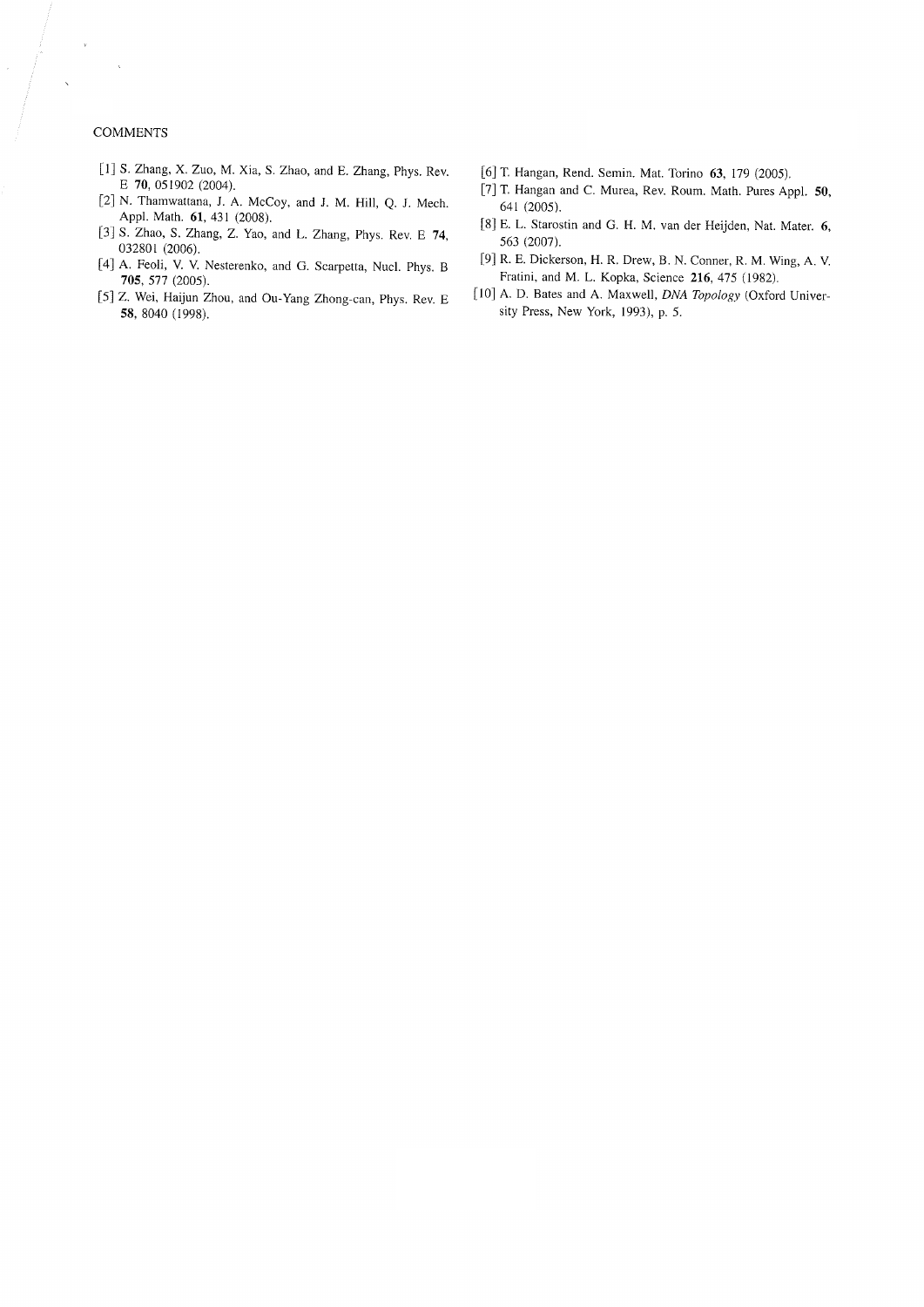[1] S. Zhang, X. Zuo, M. Xia, S. Zhao, and E. Zhang, Phys. Rev. E **70**, 051902 (2004).

[2] N. Thamwattana, J. A. McCoy, and J. M. Hill, Q. J. Mech. Appl. Math. **61**, 431 (2008).

[3] S. Zhao, S. Zhang, Z. Yao, and L. Zhang, Phys. Rev. E **74**, 032801 (2006).

[4] A. Feoli, V. V. Nesterenko, and G. Scarpetta, Nucl. Phys. B **705**, 577 (2005).

[5] Z. Wei, Haijun Zhou, and Ou-Yang Zhong-can, Phys. Rev. E **58**, 8040 (1998).

[6] T. Hangan, Rend. Semin. Mat. Torino **63**, 179 (2005).

[7] T. Hangan and C. Murea, Rev. Roum. Math. Pures Appl. **50**, 641 (2005).

[8] E. L. Starostin and G. H. M. van der Heijden, Nat. Mater. **6**, 563 (2007).

[9] R. E. Dickerson, H. R. Drew, B. N. Conner, R. M. Wing, A. V. Fratini, and M. L. Kopka, Science **216**, 475 (1982).

[10] A. D. Bates and A. Maxwell, *DNA Topology* (Oxford University Press, New York, 1993), p. 5.